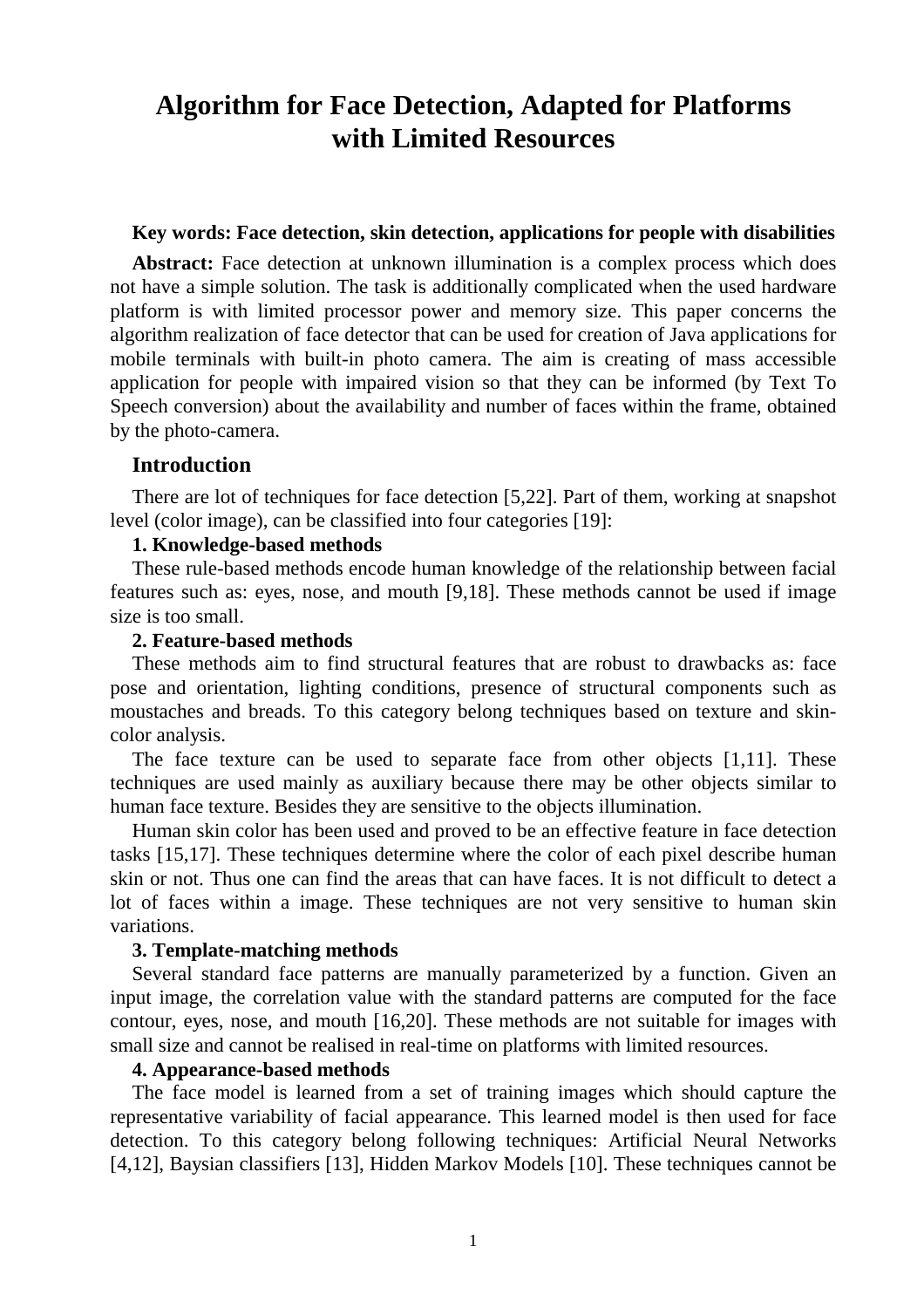# Algorithm for Face Detection, Adapted for Platforms with Limited Resources

**Key words: Face detection, skin detection, applications for people with disabilities**

**Abstract:** Face detection at unknown illumination is a complex process which does not have a simple solution. The task is additionally complicated when the used hardware platform is with limited processor power and memory size. This paper concerns the algorithm realization of face detector that can be used for creation of Java applications for mobile terminals with built-in photo camera. The aim is creating of mass accessible application for people with impaired vision so that they can be informed (by Text To Speech conversion) about the availability and number of faces within the frame, obtained by the photo-camera.

## Introduction

There are lot of techniques for face detection [5,22]. Part of them, working at snapshot level (color image), can be classified into four categories [19]:

### 1. Knowledge-based methods

These rule-based methods encode human knowledge of the relationship between facial features such as: eyes, nose, and mouth [9,18]. These methods cannot be used if image size is too small.

### 2. Feature-based methods

These methods aim to find structural features that are robust to drawbacks as: face pose and orientation, lighting conditions, presence of structural components such as moustaches and breads. To this category belong techniques based on texture and skin-color analysis.

The face texture can be used to separate face from other objects [1,11]. These techniques are used mainly as auxiliary because there may be other objects similar to human face texture. Besides they are sensitive to the objects illumination.

Human skin color has been used and proved to be an effective feature in face detection tasks [15,17]. These techniques determine where the color of each pixel describe human skin or not. Thus one can find the areas that can have faces. It is not difficult to detect a lot of faces within a image. These techniques are not very sensitive to human skin variations.

### 3. Template-matching methods

Several standard face patterns are manually parameterized by a function. Given an input image, the correlation value with the standard patterns are computed for the face contour, eyes, nose, and mouth [16,20]. These methods are not suitable for images with small size and cannot be realised in real-time on platforms with limited resources.

### 4. Appearance-based methods

The face model is learned from a set of training images which should capture the representative variability of facial appearance. This learned model is then used for face detection. To this category belong following techniques: Artificial Neural Networks [4,12], Baysian classifiers [13], Hidden Markov Models [10]. These techniques cannot be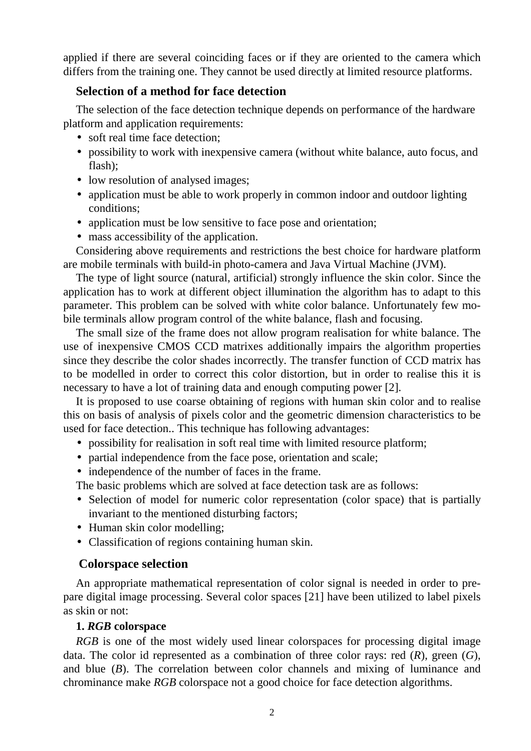applied if there are several coinciding faces or if they are oriented to the camera which differs from the training one. They cannot be used directly at limited resource platforms.

## Selection of a method for face detection

The selection of the face detection technique depends on performance of the hardware platform and application requirements:

- soft real time face detection;
- possibility to work with inexpensive camera (without white balance, auto focus, and flash);
- low resolution of analysed images;
- application must be able to work properly in common indoor and outdoor lighting conditions;
- application must be low sensitive to face pose and orientation;
- mass accessibility of the application.

Considering above requirements and restrictions the best choice for hardware platform are mobile terminals with build-in photo-camera and Java Virtual Machine (JVM).

The type of light source (natural, artificial) strongly influence the skin color. Since the application has to work at different object illumination the algorithm has to adapt to this parameter. This problem can be solved with white color balance. Unfortunately few mobile terminals allow program control of the white balance, flash and focusing.

The small size of the frame does not allow program realisation for white balance. The use of inexpensive CMOS CCD matrixes additionally impairs the algorithm properties since they describe the color shades incorrectly. The transfer function of CCD matrix has to be modelled in order to correct this color distortion, but in order to realise this it is necessary to have a lot of training data and enough computing power [2].

It is proposed to use coarse obtaining of regions with human skin color and to realise this on basis of analysis of pixels color and the geometric dimension characteristics to be used for face detection.. This technique has following advantages:

- possibility for realisation in soft real time with limited resource platform;
- partial independence from the face pose, orientation and scale;
- independence of the number of faces in the frame.

The basic problems which are solved at face detection task are as follows:

- Selection of model for numeric color representation (color space) that is partially invariant to the mentioned disturbing factors;
- Human skin color modelling;
- Classification of regions containing human skin.

## Colorspace selection

An appropriate mathematical representation of color signal is needed in order to prepare digital image processing. Several color spaces [21] have been utilized to label pixels as skin or not:

### 1. *RGB* colorspace

*RGB* is one of the most widely used linear colorspaces for processing digital image data. The color id represented as a combination of three color rays: red (*R*), green (*G*), and blue (*B*). The correlation between color channels and mixing of luminance and chrominance make *RGB* colorspace not a good choice for face detection algorithms.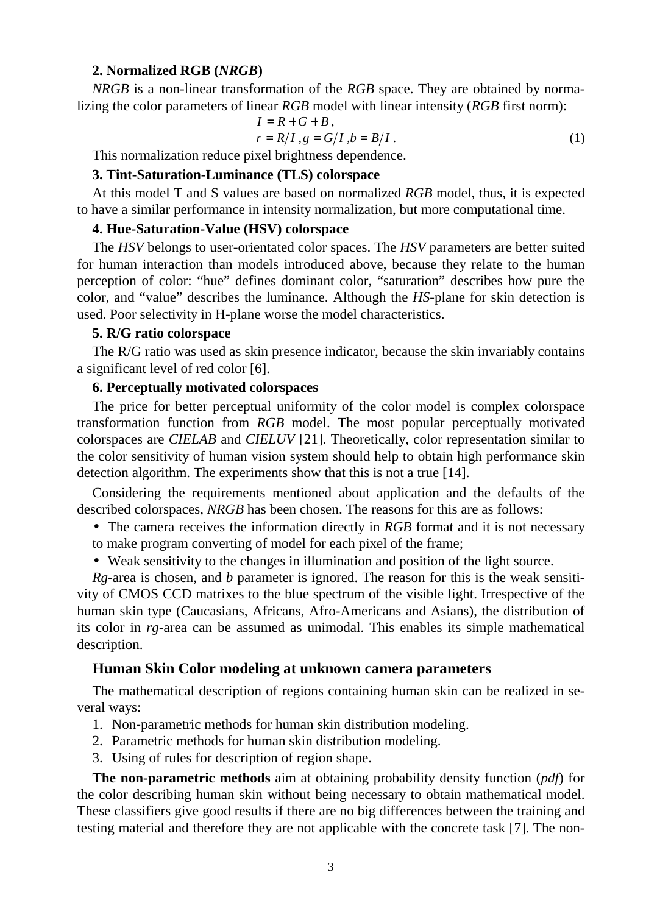### 2. Normalized RGB (*NRGB*)

*NRGB* is a non-linear transformation of the *RGB* space. They are obtained by normalizing the color parameters of linear *RGB* model with linear intensity (*RGB* first norm):

$$I = R + G + B,$$
$$r = R/I, g = G/I, b = B/I. \quad (1)$$

This normalization reduce pixel brightness dependence.

### 3. Tint-Saturation-Luminance (TLS) colorspace

At this model T and S values are based on normalized *RGB* model, thus, it is expected to have a similar performance in intensity normalization, but more computational time.

### 4. Hue-Saturation-Value (HSV) colorspace

The *HSV* belongs to user-orientated color spaces. The *HSV* parameters are better suited for human interaction than models introduced above, because they relate to the human perception of color: “hue” defines dominant color, “saturation” describes how pure the color, and “value” describes the luminance. Although the *HS*-plane for skin detection is used. Poor selectivity in H-plane worse the model characteristics.

### 5. R/G ratio colorspace

The R/G ratio was used as skin presence indicator, because the skin invariably contains a significant level of red color [6].

### 6. Perceptually motivated colorspaces

The price for better perceptual uniformity of the color model is complex colorspace transformation function from *RGB* model. The most popular perceptually motivated colorspaces are *CIELAB* and *CIELUV* [21]. Theoretically, color representation similar to the color sensitivity of human vision system should help to obtain high performance skin detection algorithm. The experiments show that this is not a true [14].

Considering the requirements mentioned about application and the defaults of the described colorspaces, *NRGB* has been chosen. The reasons for this are as follows:

- The camera receives the information directly in *RGB* format and it is not necessary to make program converting of model for each pixel of the frame;
- Weak sensitivity to the changes in illumination and position of the light source.

*Rg*-area is chosen, and *b* parameter is ignored. The reason for this is the weak sensitivity of CMOS CCD matrixes to the blue spectrum of the visible light. Irrespective of the human skin type (Caucasians, Africans, Afro-Americans and Asians), the distribution of its color in *rg*-area can be assumed as unimodal. This enables its simple mathematical description.

## Human Skin Color modeling at unknown camera parameters

The mathematical description of regions containing human skin can be realized in several ways:

1. Non-parametric methods for human skin distribution modeling.
2. Parametric methods for human skin distribution modeling.
3. Using of rules for description of region shape.

**The non-parametric methods** aim at obtaining probability density function (*pdf*) for the color describing human skin without being necessary to obtain mathematical model. These classifiers give good results if there are no big differences between the training and testing material and therefore they are not applicable with the concrete task [7]. The non-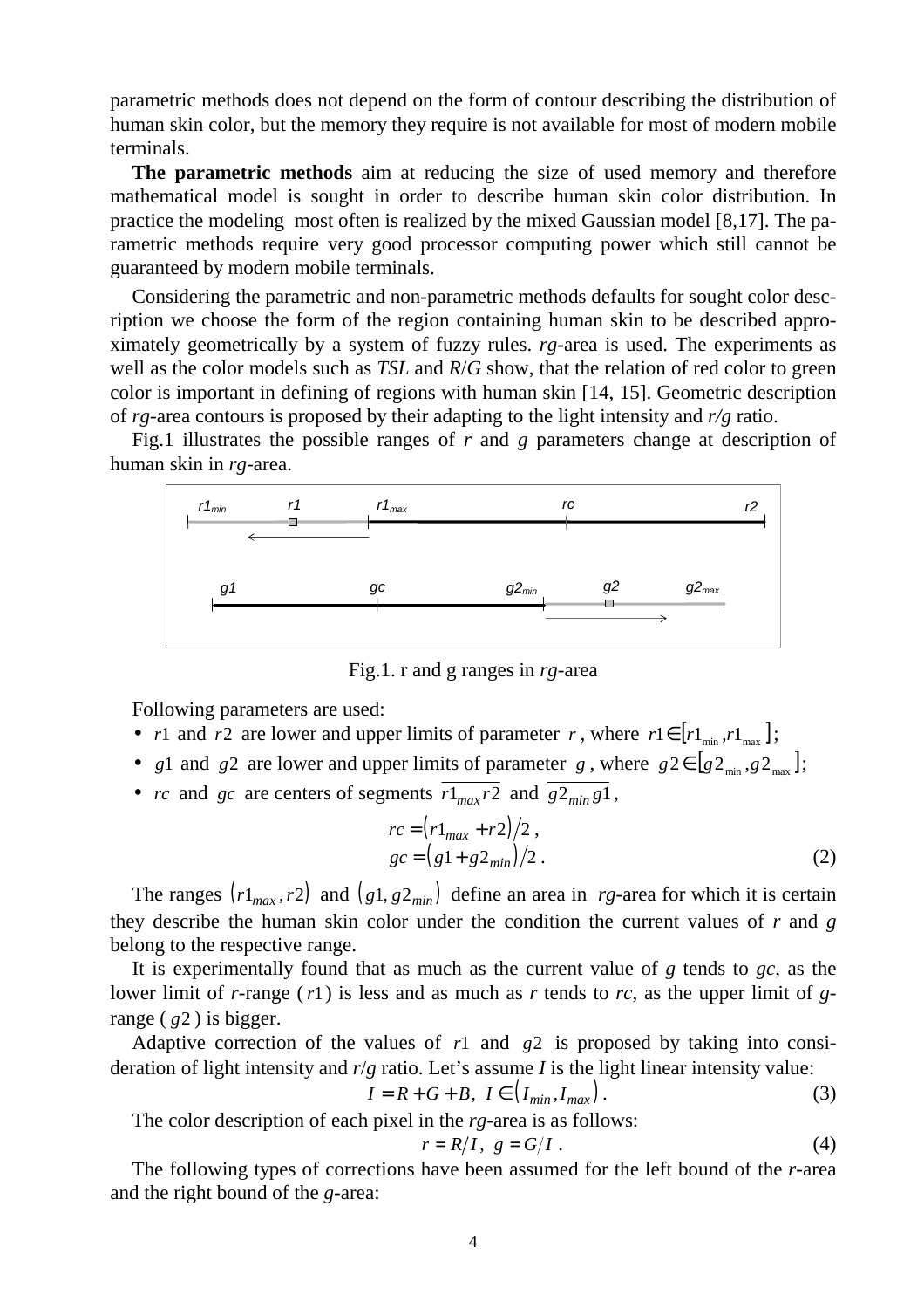parametric methods does not depend on the form of contour describing the distribution of human skin color, but the memory they require is not available for most of modern mobile terminals.

**The parametric methods** aim at reducing the size of used memory and therefore mathematical model is sought in order to describe human skin color distribution. In practice the modeling most often is realized by the mixed Gaussian model [8,17]. The parametric methods require very good processor computing power which still cannot be guaranteed by modern mobile terminals.

Considering the parametric and non-parametric methods defaults for sought color description we choose the form of the region containing human skin to be described approximately geometrically by a system of fuzzy rules. *rg*-area is used. The experiments as well as the color models such as *TSL* and *R*/*G* show, that the relation of red color to green color is important in defining of regions with human skin [14, 15]. Geometric description of *rg*-area contours is proposed by their adapting to the light intensity and *r/g* ratio.

Fig.1 illustrates the possible ranges of *r* and *g* parameters change at description of human skin in *rg*-area.

Fig.1. r and g ranges in *rg*-area

Following parameters are used:

- $r1$ and $r2$ are lower and upper limits of parameter $r$, where $r1 \in [r1_{\min}, r1_{\max}]$;
- $g1$ and $g2$ are lower and upper limits of parameter $g$, where $g2 \in [g2_{\min}, g2_{\max}]$;
- $rc$ and $gc$ are centers of segments $\overline{r1_{max} r2}$ and $\overline{g2_{min} g1}$,

$$rc = (r1_{max} + r2)/2\,,$$
$$gc = (g1 + g2_{min})/2\,. \tag{2}$$

The ranges $(r1_{max}, r2)$ and $(g1, g2_{min})$ define an area in *rg*-area for which it is certain they describe the human skin color under the condition the current values of *r* and *g* belong to the respective range.

It is experimentally found that as much as the current value of *g* tends to *gc*, as the lower limit of *r*-range ($r1$) is less and as much as *r* tends to *rc*, as the upper limit of *g*-range ($g2$) is bigger.

Adaptive correction of the values of $r1$ and $g2$ is proposed by taking into consideration of light intensity and *r*/*g* ratio. Let's assume *I* is the light linear intensity value:

$$I = R + G + B,\ I \in (I_{min}, I_{max})\,. \tag{3}$$

The color description of each pixel in the *rg*-area is as follows:

$$r = R/I,\ g = G/I\,. \tag{4}$$

The following types of corrections have been assumed for the left bound of the *r*-area and the right bound of the *g*-area: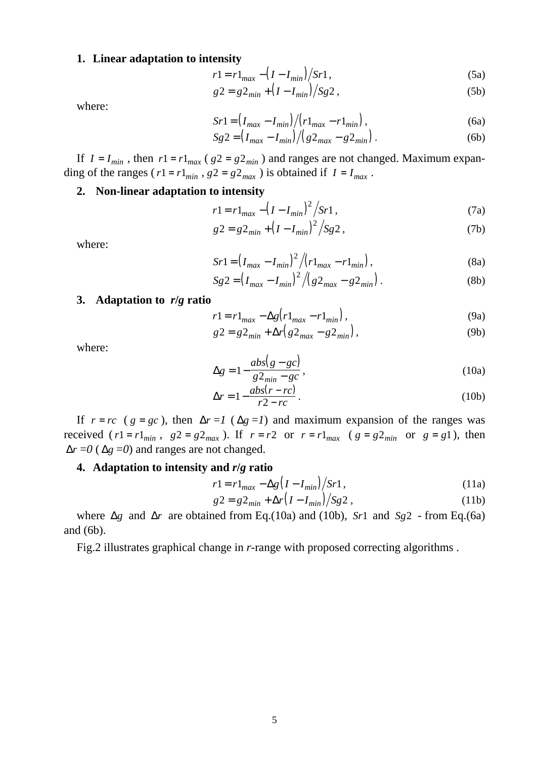1. **Linear adaptation to intensity**

$$r1 = r1_{max} - (I - I_{min})/Sr1, \tag{5a}$$

$$g2 = g2_{min} + (I - I_{min})/Sg2, \tag{5b}$$

where:

$$Sr1 = (I_{max} - I_{min})/(r1_{max} - r1_{min}), \tag{6a}$$

$$Sg2 = (I_{max} - I_{min})/(g2_{max} - g2_{min}). \tag{6b}$$

If $I = I_{min}$, then $r1 = r1_{max}$ ($g2 = g2_{min}$) and ranges are not changed. Maximum expanding of the ranges ($r1 = r1_{min}$, $g2 = g2_{max}$) is obtained if $I = I_{max}$.

2. **Non-linear adaptation to intensity**

$$r1 = r1_{max} - (I - I_{min})^2/Sr1, \tag{7a}$$

$$g2 = g2_{min} + (I - I_{min})^2/Sg2, \tag{7b}$$

where:

$$Sr1 = (I_{max} - I_{min})^2/(r1_{max} - r1_{min}), \tag{8a}$$

$$Sg2 = (I_{max} - I_{min})^2/(g2_{max} - g2_{min}). \tag{8b}$$

3. **Adaptation to *r/g* ratio**

$$r1 = r1_{max} - \Delta g(r1_{max} - r1_{min}), \tag{9a}$$

$$g2 = g2_{min} + \Delta r(g2_{max} - g2_{min}), \tag{9b}$$

where:

$$\Delta g = 1 - \frac{abs(g - gc)}{g2_{min} - gc}, \tag{10a}$$

$$\Delta r = 1 - \frac{abs(r - rc)}{r2 - rc}. \tag{10b}$$

If $r = rc$ ($g = gc$), then $\Delta r = 1$ ($\Delta g = 1$) and maximum expansion of the ranges was received ($r1 = r1_{min}$, $g2 = g2_{max}$). If $r = r2$ or $r = r1_{max}$ ($g = g2_{min}$ or $g = g1$), then $\Delta r = 0$ ($\Delta g = 0$) and ranges are not changed.

4. **Adaptation to intensity and *r/g* ratio**

$$r1 = r1_{max} - \Delta g(I - I_{min})/Sr1, \tag{11a}$$

$$g2 = g2_{min} + \Delta r(I - I_{min})/Sg2, \tag{11b}$$

where $\Delta g$ and $\Delta r$ are obtained from Eq.(10a) and (10b), $Sr1$ and $Sg2$ - from Eq.(6a) and (6b).

Fig.2 illustrates graphical change in *r*-range with proposed correcting algorithms .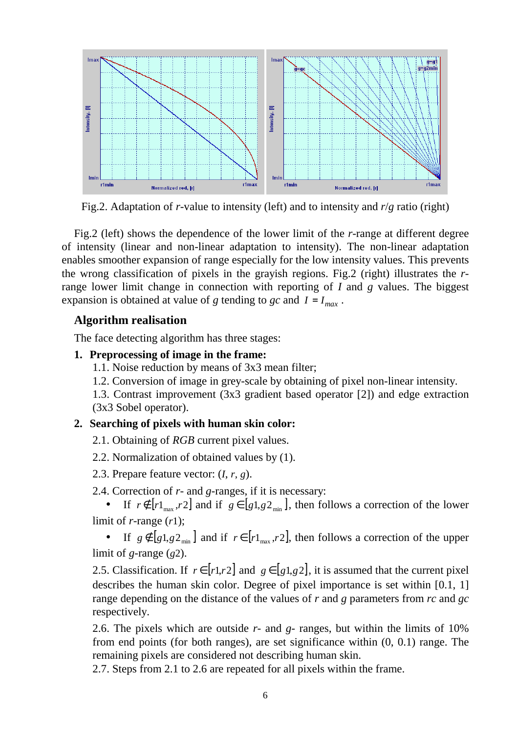Fig.2. Adaptation of $r$-value to intensity (left) and to intensity and $r/g$ ratio (right)

Fig.2 (left) shows the dependence of the lower limit of the $r$-range at different degree of intensity (linear and non-linear adaptation to intensity). The non-linear adaptation enables smoother expansion of range especially for the low intensity values. This prevents the wrong classification of pixels in the grayish regions. Fig.2 (right) illustrates the $r$-range lower limit change in connection with reporting of $I$ and $g$ values. The biggest expansion is obtained at value of $g$ tending to $gc$ and $I = I_{max}$ .

## Algorithm realisation

The face detecting algorithm has three stages:

**1. Preprocessing of image in the frame:**

1.1. Noise reduction by means of 3x3 mean filter;

1.2. Conversion of image in grey-scale by obtaining of pixel non-linear intensity.

1.3. Contrast improvement (3x3 gradient based operator [2]) and edge extraction (3x3 Sobel operator).

**2. Searching of pixels with human skin color:**

2.1. Obtaining of *RGB* current pixel values.

2.2. Normalization of obtained values by (1).

2.3. Prepare feature vector: ($I$, $r$, $g$).

2.4. Correction of $r$- and $g$-ranges, if it is necessary:

- If $r \notin [r1_{max}, r2]$ and if $g \in [g1, g2_{min}]$, then follows a correction of the lower limit of $r$-range ($r1$);
- If $g \notin [g1, g2_{min}]$ and if $r \in [r1_{max}, r2]$, then follows a correction of the upper limit of $g$-range ($g2$).

2.5. Classification. If $r \in [r1, r2]$ and $g \in [g1, g2]$, it is assumed that the current pixel describes the human skin color. Degree of pixel importance is set within [0.1, 1] range depending on the distance of the values of $r$ and $g$ parameters from $rc$ and $gc$ respectively.

2.6. The pixels which are outside $r$- and $g$- ranges, but within the limits of 10% from end points (for both ranges), are set significance within (0, 0.1) range. The remaining pixels are considered not describing human skin.

2.7. Steps from 2.1 to 2.6 are repeated for all pixels within the frame.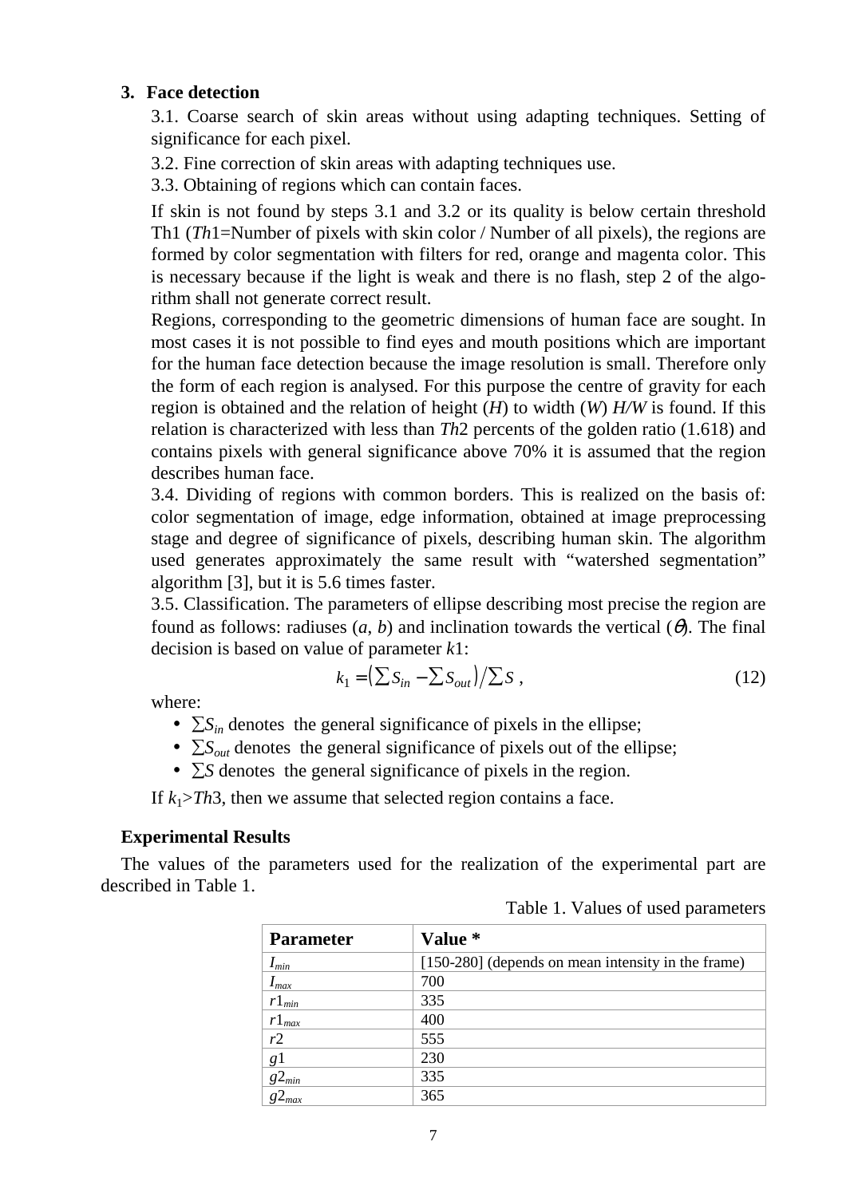## 3. Face detection

3.1. Coarse search of skin areas without using adapting techniques. Setting of significance for each pixel.

3.2. Fine correction of skin areas with adapting techniques use.

3.3. Obtaining of regions which can contain faces.

If skin is not found by steps 3.1 and 3.2 or its quality is below certain threshold Th1 (*Th*1=Number of pixels with skin color / Number of all pixels), the regions are formed by color segmentation with filters for red, orange and magenta color. This is necessary because if the light is weak and there is no flash, step 2 of the algorithm shall not generate correct result.

Regions, corresponding to the geometric dimensions of human face are sought. In most cases it is not possible to find eyes and mouth positions which are important for the human face detection because the image resolution is small. Therefore only the form of each region is analysed. For this purpose the centre of gravity for each region is obtained and the relation of height ($H$) to width ($W$) $H/W$ is found. If this relation is characterized with less than *Th*2 percents of the golden ratio (1.618) and contains pixels with general significance above 70% it is assumed that the region describes human face.

3.4. Dividing of regions with common borders. This is realized on the basis of: color segmentation of image, edge information, obtained at image preprocessing stage and degree of significance of pixels, describing human skin. The algorithm used generates approximately the same result with "watershed segmentation" algorithm [3], but it is 5.6 times faster.

3.5. Classification. The parameters of ellipse describing most precise the region are found as follows: radiuses ($a$, $b$) and inclination towards the vertical ($\theta$). The final decision is based on value of parameter $k1$:

$$k_1 = \left(\sum S_{in} - \sum S_{out}\right) / \sum S \,, \tag{12}$$

where:

- $\sum S_{in}$ denotes the general significance of pixels in the ellipse;
- $\sum S_{out}$ denotes the general significance of pixels out of the ellipse;
- $\sum S$ denotes the general significance of pixels in the region.

If $k_1 > Th3$, then we assume that selected region contains a face.

## Experimental Results

The values of the parameters used for the realization of the experimental part are described in Table 1.

Table 1. Values of used parameters

| Parameter | Value * |
|---|---|
| $I_{min}$ | [150-280] (depends on mean intensity in the frame) |
| $I_{max}$ | 700 |
| $r1_{min}$ | 335 |
| $r1_{max}$ | 400 |
| $r2$ | 555 |
| $g1$ | 230 |
| $g2_{min}$ | 335 |
| $g2_{max}$ | 365 |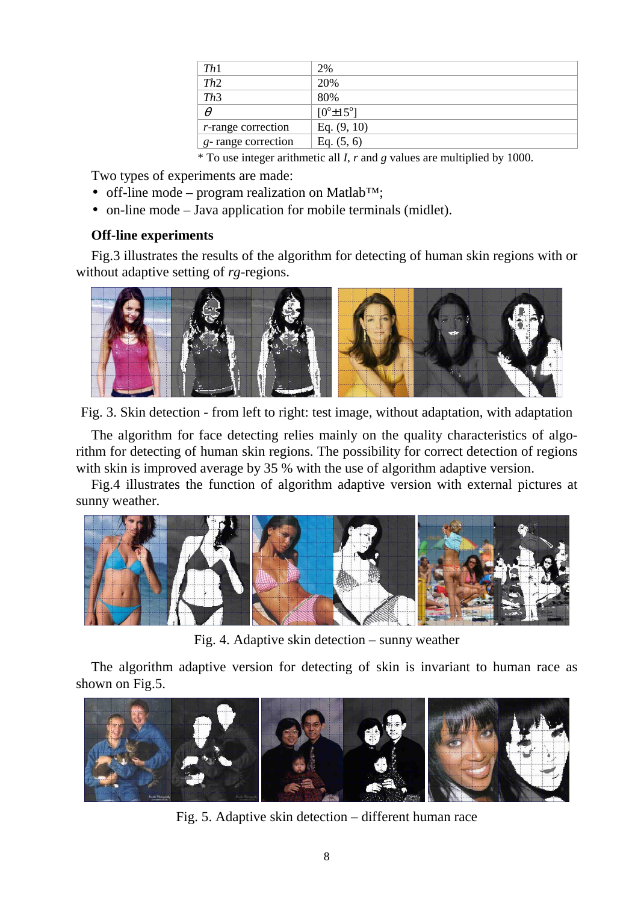| $Th1$ | 2% |
|---|---|
| $Th2$ | 20% |
| $Th3$ | 80% |
| $\theta$ | $[0^{\circ} \pm 15^{\circ}]$ |
| $r$-range correction | Eq. (9, 10) |
| $g$- range correction | Eq. (5, 6) |

\* To use integer arithmetic all $I$, $r$ and $g$ values are multiplied by 1000.

Two types of experiments are made:

- off-line mode – program realization on Matlab™;
- on-line mode – Java application for mobile terminals (midlet).

**Off-line experiments**

Fig.3 illustrates the results of the algorithm for detecting of human skin regions with or without adaptive setting of *rg*-regions.

Fig. 3. Skin detection - from left to right: test image, without adaptation, with adaptation

The algorithm for face detecting relies mainly on the quality characteristics of algorithm for detecting of human skin regions. The possibility for correct detection of regions with skin is improved average by 35 % with the use of algorithm adaptive version.

Fig.4 illustrates the function of algorithm adaptive version with external pictures at sunny weather.

Fig. 4. Adaptive skin detection – sunny weather

The algorithm adaptive version for detecting of skin is invariant to human race as shown on Fig.5.

Fig. 5. Adaptive skin detection – different human race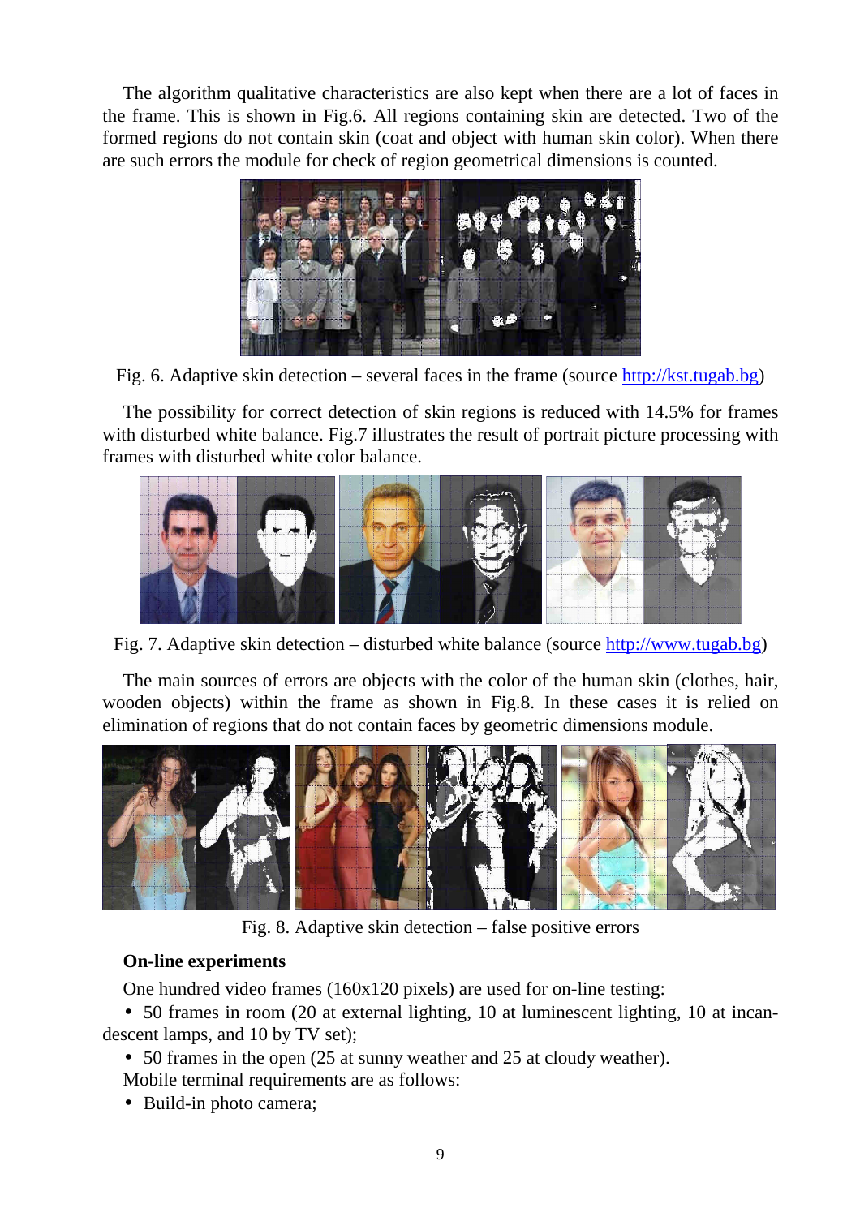The algorithm qualitative characteristics are also kept when there are a lot of faces in the frame. This is shown in Fig.6. All regions containing skin are detected. Two of the formed regions do not contain skin (coat and object with human skin color). When there are such errors the module for check of region geometrical dimensions is counted.

Fig. 6. Adaptive skin detection – several faces in the frame (source http://kst.tugab.bg)

The possibility for correct detection of skin regions is reduced with 14.5% for frames with disturbed white balance. Fig.7 illustrates the result of portrait picture processing with frames with disturbed white color balance.

Fig. 7. Adaptive skin detection – disturbed white balance (source http://www.tugab.bg)

The main sources of errors are objects with the color of the human skin (clothes, hair, wooden objects) within the frame as shown in Fig.8. In these cases it is relied on elimination of regions that do not contain faces by geometric dimensions module.

Fig. 8. Adaptive skin detection – false positive errors

**On-line experiments**

One hundred video frames (160x120 pixels) are used for on-line testing:

- 50 frames in room (20 at external lighting, 10 at luminescent lighting, 10 at incandescent lamps, and 10 by TV set);
- 50 frames in the open (25 at sunny weather and 25 at cloudy weather).

Mobile terminal requirements are as follows:

- Build-in photo camera;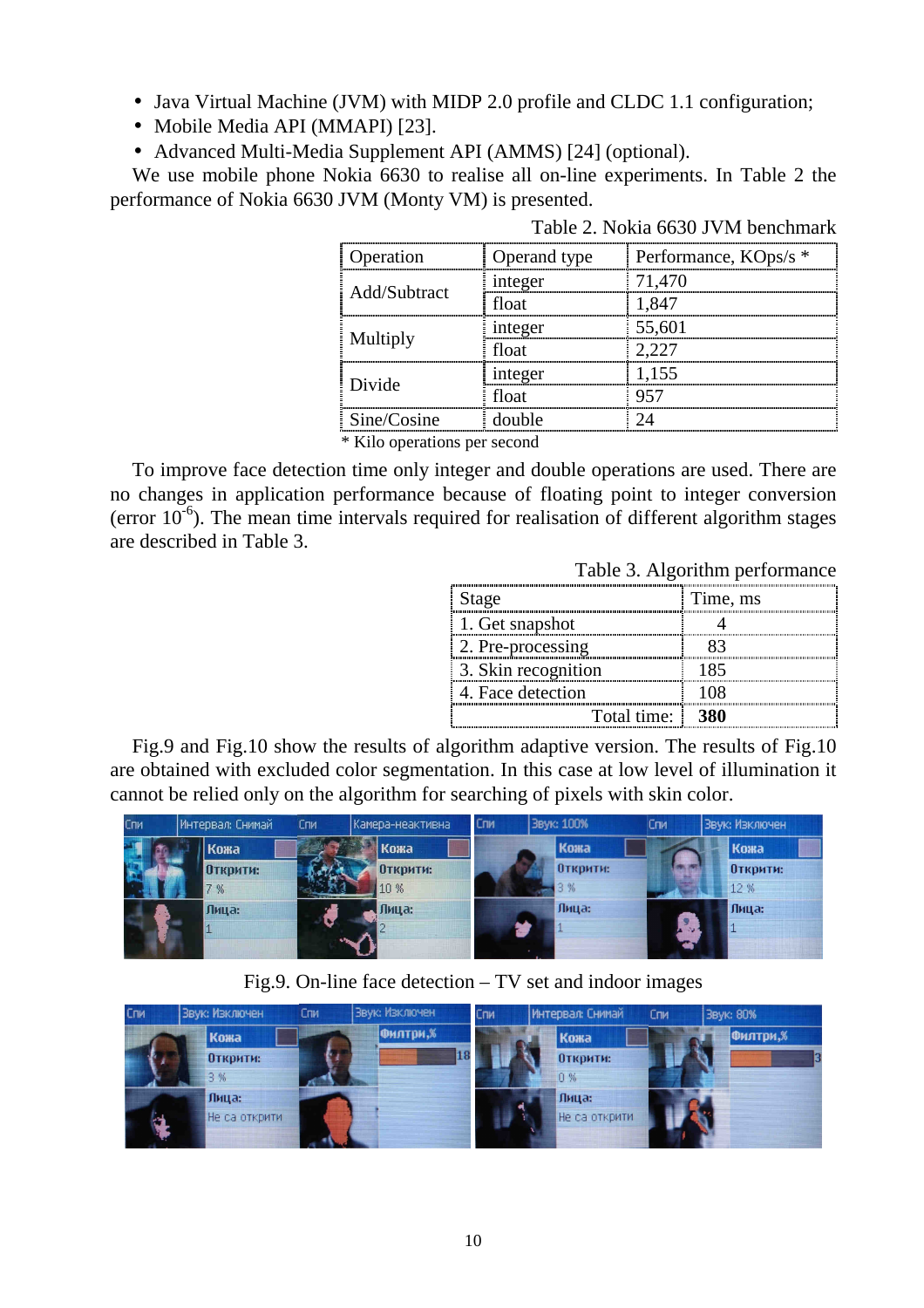- Java Virtual Machine (JVM) with MIDP 2.0 profile and CLDC 1.1 configuration;
- Mobile Media API (MMAPI) [23].
- Advanced Multi-Media Supplement API (AMMS) [24] (optional).

We use mobile phone Nokia 6630 to realise all on-line experiments. In Table 2 the performance of Nokia 6630 JVM (Monty VM) is presented.

Table 2. Nokia 6630 JVM benchmark

| Operation | Operand type | Performance, KOps/s * |
|---|---|---|
| Add/Subtract | integer | 71,470 |
| | float | 1,847 |
| Multiply | integer | 55,601 |
| | float | 2,227 |
| Divide | integer | 1,155 |
| | float | 957 |
| Sine/Cosine | double | 24 |

\* Kilo operations per second

To improve face detection time only integer and double operations are used. There are no changes in application performance because of floating point to integer conversion (error $10^{-6}$). The mean time intervals required for realisation of different algorithm stages are described in Table 3.

Table 3. Algorithm performance

| Stage | Time, ms |
|---|---|
| 1. Get snapshot | 4 |
| 2. Pre-processing | 83 |
| 3. Skin recognition | 185 |
| 4. Face detection | 108 |
| Total time: | **380** |

Fig.9 and Fig.10 show the results of algorithm adaptive version. The results of Fig.10 are obtained with excluded color segmentation. In this case at low level of illumination it cannot be relied only on the algorithm for searching of pixels with skin color.

Fig.9. On-line face detection – TV set and indoor images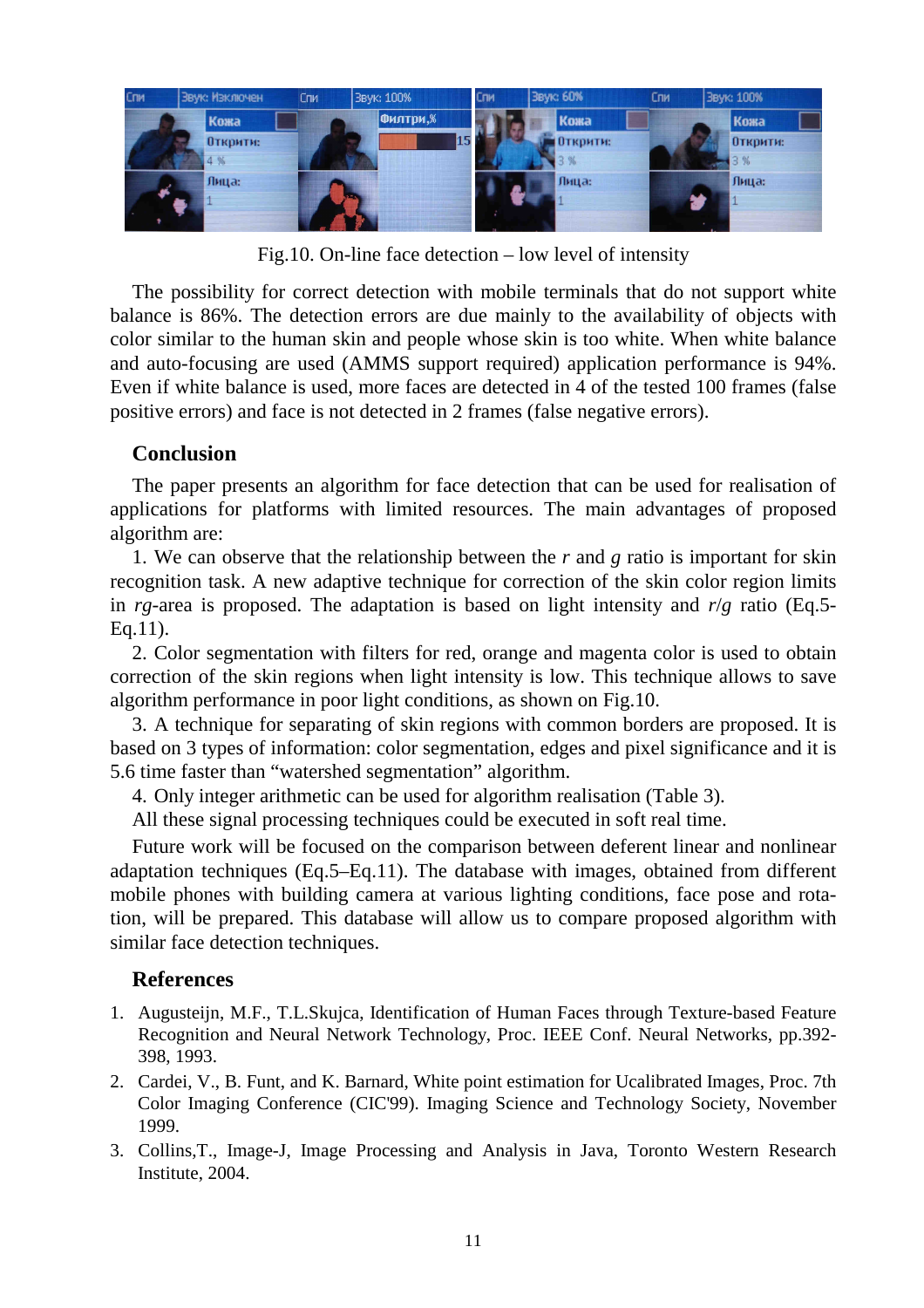Fig.10. On-line face detection – low level of intensity

The possibility for correct detection with mobile terminals that do not support white balance is 86%. The detection errors are due mainly to the availability of objects with color similar to the human skin and people whose skin is too white. When white balance and auto-focusing are used (AMMS support required) application performance is 94%. Even if white balance is used, more faces are detected in 4 of the tested 100 frames (false positive errors) and face is not detected in 2 frames (false negative errors).

## Conclusion

The paper presents an algorithm for face detection that can be used for realisation of applications for platforms with limited resources. The main advantages of proposed algorithm are:

1. We can observe that the relationship between the $r$ and $g$ ratio is important for skin recognition task. A new adaptive technique for correction of the skin color region limits in $rg$-area is proposed. The adaptation is based on light intensity and $r/g$ ratio (Eq.5-Eq.11).
2. Color segmentation with filters for red, orange and magenta color is used to obtain correction of the skin regions when light intensity is low. This technique allows to save algorithm performance in poor light conditions, as shown on Fig.10.
3. A technique for separating of skin regions with common borders are proposed. It is based on 3 types of information: color segmentation, edges and pixel significance and it is 5.6 time faster than "watershed segmentation" algorithm.
4. Only integer arithmetic can be used for algorithm realisation (Table 3).

All these signal processing techniques could be executed in soft real time.

Future work will be focused on the comparison between deferent linear and nonlinear adaptation techniques (Eq.5–Eq.11). The database with images, obtained from different mobile phones with building camera at various lighting conditions, face pose and rotation, will be prepared. This database will allow us to compare proposed algorithm with similar face detection techniques.

## References

1. Augusteijn, M.F., T.L.Skujca, Identification of Human Faces through Texture-based Feature Recognition and Neural Network Technology, Proc. IEEE Conf. Neural Networks, pp.392-398, 1993.
2. Cardei, V., B. Funt, and K. Barnard, White point estimation for Ucalibrated Images, Proc. 7th Color Imaging Conference (CIC'99). Imaging Science and Technology Society, November 1999.
3. Collins,T., Image-J, Image Processing and Analysis in Java, Toronto Western Research Institute, 2004.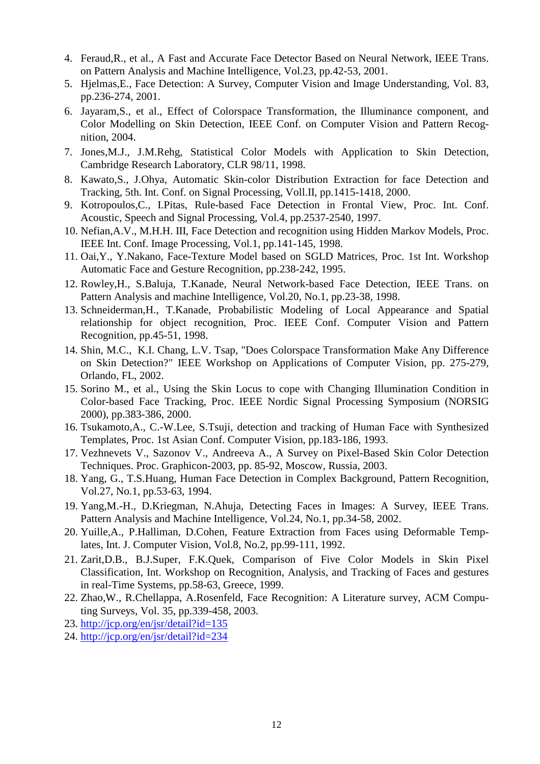4. Feraud,R., et al., A Fast and Accurate Face Detector Based on Neural Network, IEEE Trans. on Pattern Analysis and Machine Intelligence, Vol.23, pp.42-53, 2001.
5. Hjelmas,E., Face Detection: A Survey, Computer Vision and Image Understanding, Vol. 83, pp.236-274, 2001.
6. Jayaram,S., et al., Effect of Colorspace Transformation, the Illuminance component, and Color Modelling on Skin Detection, IEEE Conf. on Computer Vision and Pattern Recognition, 2004.
7. Jones,M.J., J.M.Rehg, Statistical Color Models with Application to Skin Detection, Cambridge Research Laboratory, CLR 98/11, 1998.
8. Kawato,S., J.Ohya, Automatic Skin-color Distribution Extraction for face Detection and Tracking, 5th. Int. Conf. on Signal Processing, Voll.II, pp.1415-1418, 2000.
9. Kotropoulos,C., I.Pitas, Rule-based Face Detection in Frontal View, Proc. Int. Conf. Acoustic, Speech and Signal Processing, Vol.4, pp.2537-2540, 1997.
10. Nefian,A.V., M.H.H. III, Face Detection and recognition using Hidden Markov Models, Proc. IEEE Int. Conf. Image Processing, Vol.1, pp.141-145, 1998.
11. Oai,Y., Y.Nakano, Face-Texture Model based on SGLD Matrices, Proc. 1st Int. Workshop Automatic Face and Gesture Recognition, pp.238-242, 1995.
12. Rowley,H., S.Baluja, T.Kanade, Neural Network-based Face Detection, IEEE Trans. on Pattern Analysis and machine Intelligence, Vol.20, No.1, pp.23-38, 1998.
13. Schneiderman,H., T.Kanade, Probabilistic Modeling of Local Appearance and Spatial relationship for object recognition, Proc. IEEE Conf. Computer Vision and Pattern Recognition, pp.45-51, 1998.
14. Shin, M.C., K.I. Chang, L.V. Tsap, "Does Colorspace Transformation Make Any Difference on Skin Detection?" IEEE Workshop on Applications of Computer Vision, pp. 275-279, Orlando, FL, 2002.
15. Sorino M., et al., Using the Skin Locus to cope with Changing Illumination Condition in Color-based Face Tracking, Proc. IEEE Nordic Signal Processing Symposium (NORSIG 2000), pp.383-386, 2000.
16. Tsukamoto,A., C.-W.Lee, S.Tsuji, detection and tracking of Human Face with Synthesized Templates, Proc. 1st Asian Conf. Computer Vision, pp.183-186, 1993.
17. Vezhnevets V., Sazonov V., Andreeva A., A Survey on Pixel-Based Skin Color Detection Techniques. Proc. Graphicon-2003, pp. 85-92, Moscow, Russia, 2003.
18. Yang, G., T.S.Huang, Human Face Detection in Complex Background, Pattern Recognition, Vol.27, No.1, pp.53-63, 1994.
19. Yang,M.-H., D.Kriegman, N.Ahuja, Detecting Faces in Images: A Survey, IEEE Trans. Pattern Analysis and Machine Intelligence, Vol.24, No.1, pp.34-58, 2002.
20. Yuille,A., P.Halliman, D.Cohen, Feature Extraction from Faces using Deformable Templates, Int. J. Computer Vision, Vol.8, No.2, pp.99-111, 1992.
21. Zarit,D.B., B.J.Super, F.K.Quek, Comparison of Five Color Models in Skin Pixel Classification, Int. Workshop on Recognition, Analysis, and Tracking of Faces and gestures in real-Time Systems, pp.58-63, Greece, 1999.
22. Zhao,W., R.Chellappa, A.Rosenfeld, Face Recognition: A Literature survey, ACM Computing Surveys, Vol. 35, pp.339-458, 2003.
23. http://jcp.org/en/jsr/detail?id=135
24. http://jcp.org/en/jsr/detail?id=234